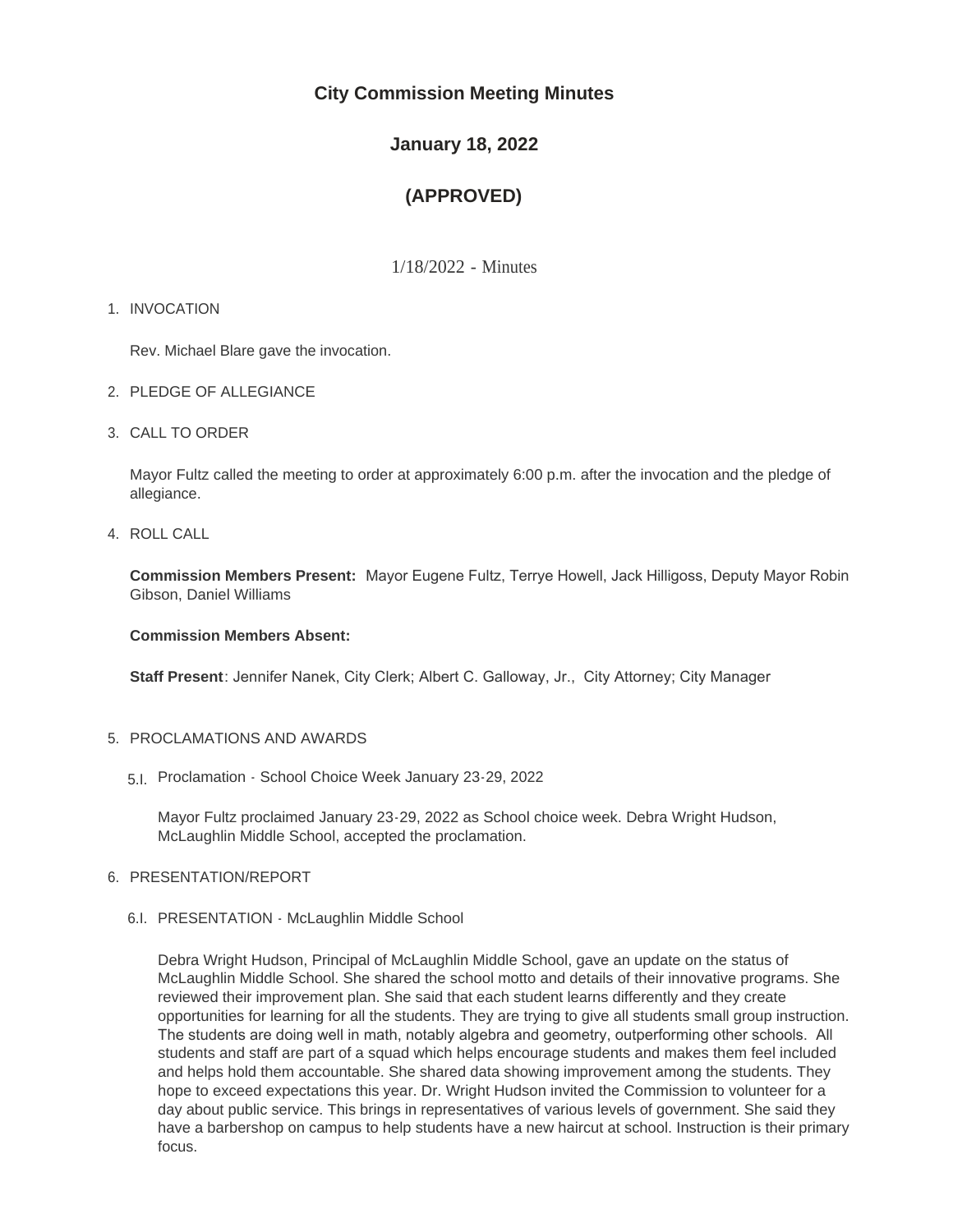# City Commission Meeting Minutes

## January 18, 2022

## (APPROVED)

1/18/2022 - Minutes

1. INVOCATION

   Rev. Michael Blare gave the invocation.

2. PLEDGE OF ALLEGIANCE

3. CALL TO ORDER

   Mayor Fultz called the meeting to order at approximately 6:00 p.m. after the invocation and the pledge of allegiance.

4. ROLL CALL

   **Commission Members Present:** Mayor Eugene Fultz, Terrye Howell, Jack Hilligoss, Deputy Mayor Robin Gibson, Daniel Williams

   **Commission Members Absent:**

   **Staff Present**: Jennifer Nanek, City Clerk; Albert C. Galloway, Jr., City Attorney; City Manager

5. PROCLAMATIONS AND AWARDS

   5.I. Proclamation - School Choice Week January 23-29, 2022

   Mayor Fultz proclaimed January 23-29, 2022 as School choice week. Debra Wright Hudson, McLaughlin Middle School, accepted the proclamation.

6. PRESENTATION/REPORT

   6.I. PRESENTATION - McLaughlin Middle School

   Debra Wright Hudson, Principal of McLaughlin Middle School, gave an update on the status of McLaughlin Middle School. She shared the school motto and details of their innovative programs. She reviewed their improvement plan. She said that each student learns differently and they create opportunities for learning for all the students. They are trying to give all students small group instruction. The students are doing well in math, notably algebra and geometry, outperforming other schools. All students and staff are part of a squad which helps encourage students and makes them feel included and helps hold them accountable. She shared data showing improvement among the students. They hope to exceed expectations this year. Dr. Wright Hudson invited the Commission to volunteer for a day about public service. This brings in representatives of various levels of government. She said they have a barbershop on campus to help students have a new haircut at school. Instruction is their primary focus.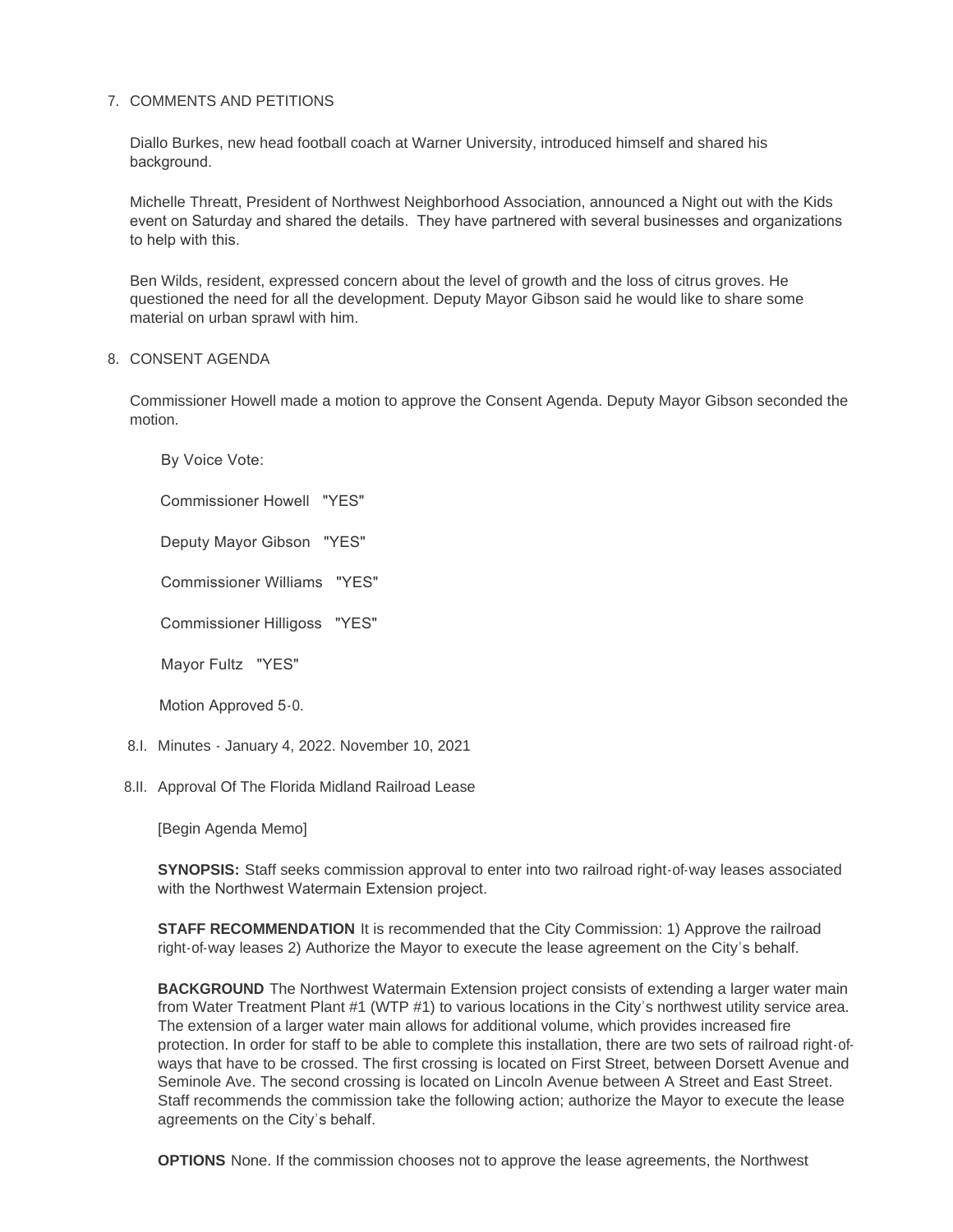7. COMMENTS AND PETITIONS

   Diallo Burkes, new head football coach at Warner University, introduced himself and shared his background.

   Michelle Threatt, President of Northwest Neighborhood Association, announced a Night out with the Kids event on Saturday and shared the details. They have partnered with several businesses and organizations to help with this.

   Ben Wilds, resident, expressed concern about the level of growth and the loss of citrus groves. He questioned the need for all the development. Deputy Mayor Gibson said he would like to share some material on urban sprawl with him.

8. CONSENT AGENDA

   Commissioner Howell made a motion to approve the Consent Agenda. Deputy Mayor Gibson seconded the motion.

   By Voice Vote:

   Commissioner Howell "YES"

   Deputy Mayor Gibson "YES"

   Commissioner Williams "YES"

   Commissioner Hilligoss "YES"

   Mayor Fultz "YES"

   Motion Approved 5-0.

8.I. Minutes - January 4, 2022. November 10, 2021

8.II. Approval Of The Florida Midland Railroad Lease

[Begin Agenda Memo]

**SYNOPSIS:** Staff seeks commission approval to enter into two railroad right-of-way leases associated with the Northwest Watermain Extension project.

**STAFF RECOMMENDATION** It is recommended that the City Commission: 1) Approve the railroad right-of-way leases 2) Authorize the Mayor to execute the lease agreement on the City's behalf.

**BACKGROUND** The Northwest Watermain Extension project consists of extending a larger water main from Water Treatment Plant #1 (WTP #1) to various locations in the City's northwest utility service area. The extension of a larger water main allows for additional volume, which provides increased fire protection. In order for staff to be able to complete this installation, there are two sets of railroad right-of-ways that have to be crossed. The first crossing is located on First Street, between Dorsett Avenue and Seminole Ave. The second crossing is located on Lincoln Avenue between A Street and East Street. Staff recommends the commission take the following action; authorize the Mayor to execute the lease agreements on the City's behalf.

**OPTIONS** None. If the commission chooses not to approve the lease agreements, the Northwest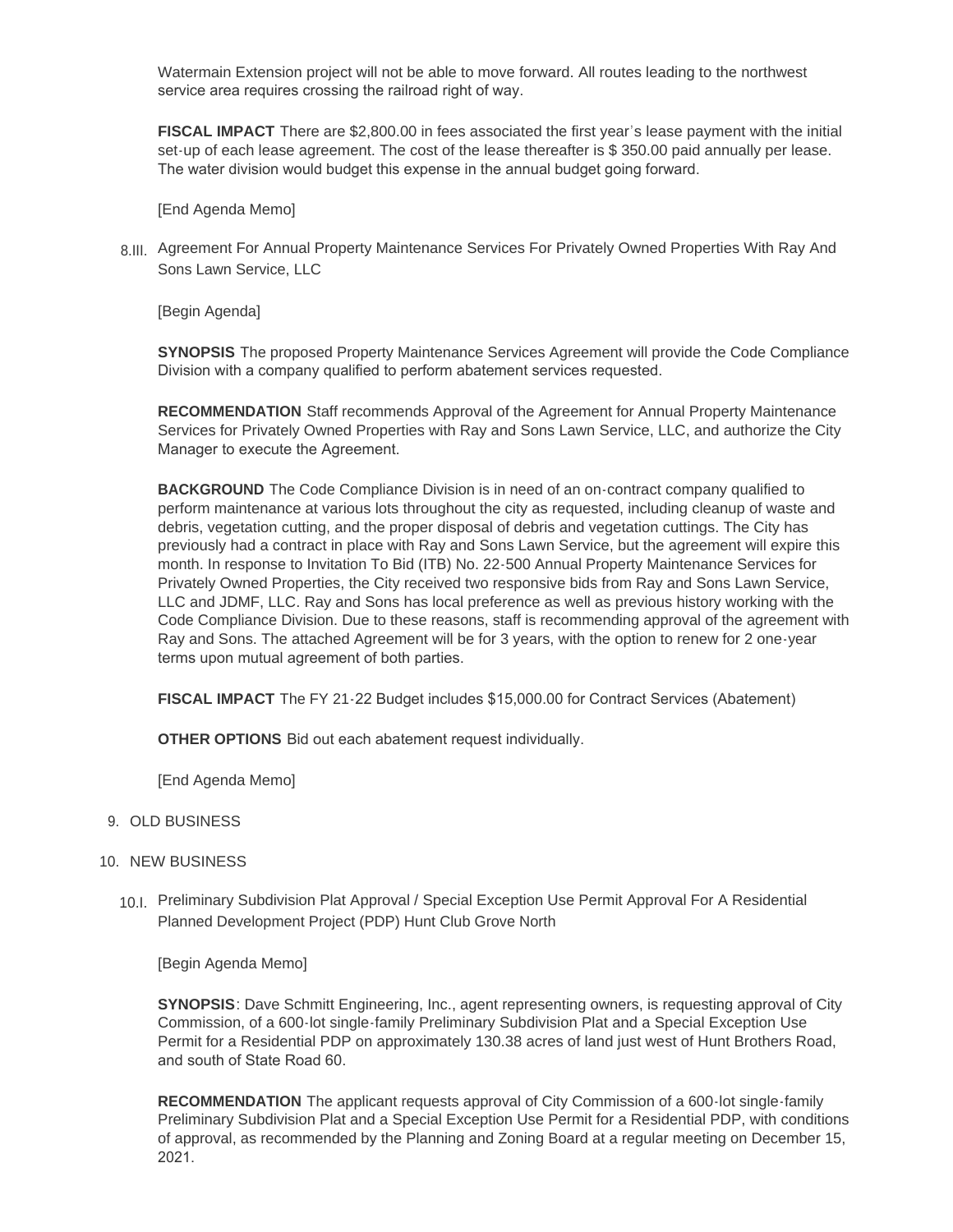Watermain Extension project will not be able to move forward. All routes leading to the northwest service area requires crossing the railroad right of way.

**FISCAL IMPACT** There are $2,800.00 in fees associated the first year's lease payment with the initial set-up of each lease agreement. The cost of the lease thereafter is $ 350.00 paid annually per lease. The water division would budget this expense in the annual budget going forward.

[End Agenda Memo]

8.III. Agreement For Annual Property Maintenance Services For Privately Owned Properties With Ray And Sons Lawn Service, LLC

[Begin Agenda]

**SYNOPSIS** The proposed Property Maintenance Services Agreement will provide the Code Compliance Division with a company qualified to perform abatement services requested.

**RECOMMENDATION** Staff recommends Approval of the Agreement for Annual Property Maintenance Services for Privately Owned Properties with Ray and Sons Lawn Service, LLC, and authorize the City Manager to execute the Agreement.

**BACKGROUND** The Code Compliance Division is in need of an on-contract company qualified to perform maintenance at various lots throughout the city as requested, including cleanup of waste and debris, vegetation cutting, and the proper disposal of debris and vegetation cuttings. The City has previously had a contract in place with Ray and Sons Lawn Service, but the agreement will expire this month. In response to Invitation To Bid (ITB) No. 22-500 Annual Property Maintenance Services for Privately Owned Properties, the City received two responsive bids from Ray and Sons Lawn Service, LLC and JDMF, LLC. Ray and Sons has local preference as well as previous history working with the Code Compliance Division. Due to these reasons, staff is recommending approval of the agreement with Ray and Sons. The attached Agreement will be for 3 years, with the option to renew for 2 one-year terms upon mutual agreement of both parties.

**FISCAL IMPACT** The FY 21-22 Budget includes $15,000.00 for Contract Services (Abatement)

**OTHER OPTIONS** Bid out each abatement request individually.

[End Agenda Memo]

9. OLD BUSINESS

10. NEW BUSINESS

10.I. Preliminary Subdivision Plat Approval / Special Exception Use Permit Approval For A Residential Planned Development Project (PDP) Hunt Club Grove North

[Begin Agenda Memo]

**SYNOPSIS**: Dave Schmitt Engineering, Inc., agent representing owners, is requesting approval of City Commission, of a 600-lot single-family Preliminary Subdivision Plat and a Special Exception Use Permit for a Residential PDP on approximately 130.38 acres of land just west of Hunt Brothers Road, and south of State Road 60.

**RECOMMENDATION** The applicant requests approval of City Commission of a 600-lot single-family Preliminary Subdivision Plat and a Special Exception Use Permit for a Residential PDP, with conditions of approval, as recommended by the Planning and Zoning Board at a regular meeting on December 15, 2021.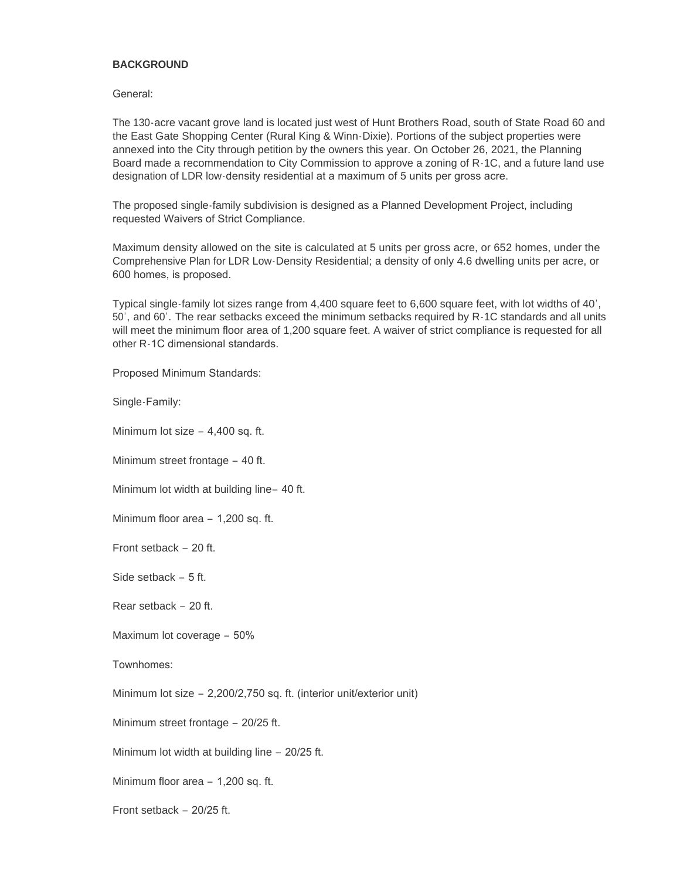**BACKGROUND**

General:

The 130-acre vacant grove land is located just west of Hunt Brothers Road, south of State Road 60 and the East Gate Shopping Center (Rural King & Winn-Dixie). Portions of the subject properties were annexed into the City through petition by the owners this year. On October 26, 2021, the Planning Board made a recommendation to City Commission to approve a zoning of R-1C, and a future land use designation of LDR low-density residential at a maximum of 5 units per gross acre.

The proposed single-family subdivision is designed as a Planned Development Project, including requested Waivers of Strict Compliance.

Maximum density allowed on the site is calculated at 5 units per gross acre, or 652 homes, under the Comprehensive Plan for LDR Low-Density Residential; a density of only 4.6 dwelling units per acre, or 600 homes, is proposed.

Typical single-family lot sizes range from 4,400 square feet to 6,600 square feet, with lot widths of 40', 50', and 60'. The rear setbacks exceed the minimum setbacks required by R-1C standards and all units will meet the minimum floor area of 1,200 square feet. A waiver of strict compliance is requested for all other R-1C dimensional standards.

Proposed Minimum Standards:

Single-Family:

Minimum lot size – 4,400 sq. ft.

Minimum street frontage – 40 ft.

Minimum lot width at building line– 40 ft.

Minimum floor area – 1,200 sq. ft.

Front setback – 20 ft.

Side setback – 5 ft.

Rear setback – 20 ft.

Maximum lot coverage – 50%

Townhomes:

Minimum lot size – 2,200/2,750 sq. ft. (interior unit/exterior unit)

Minimum street frontage – 20/25 ft.

Minimum lot width at building line – 20/25 ft.

Minimum floor area – 1,200 sq. ft.

Front setback – 20/25 ft.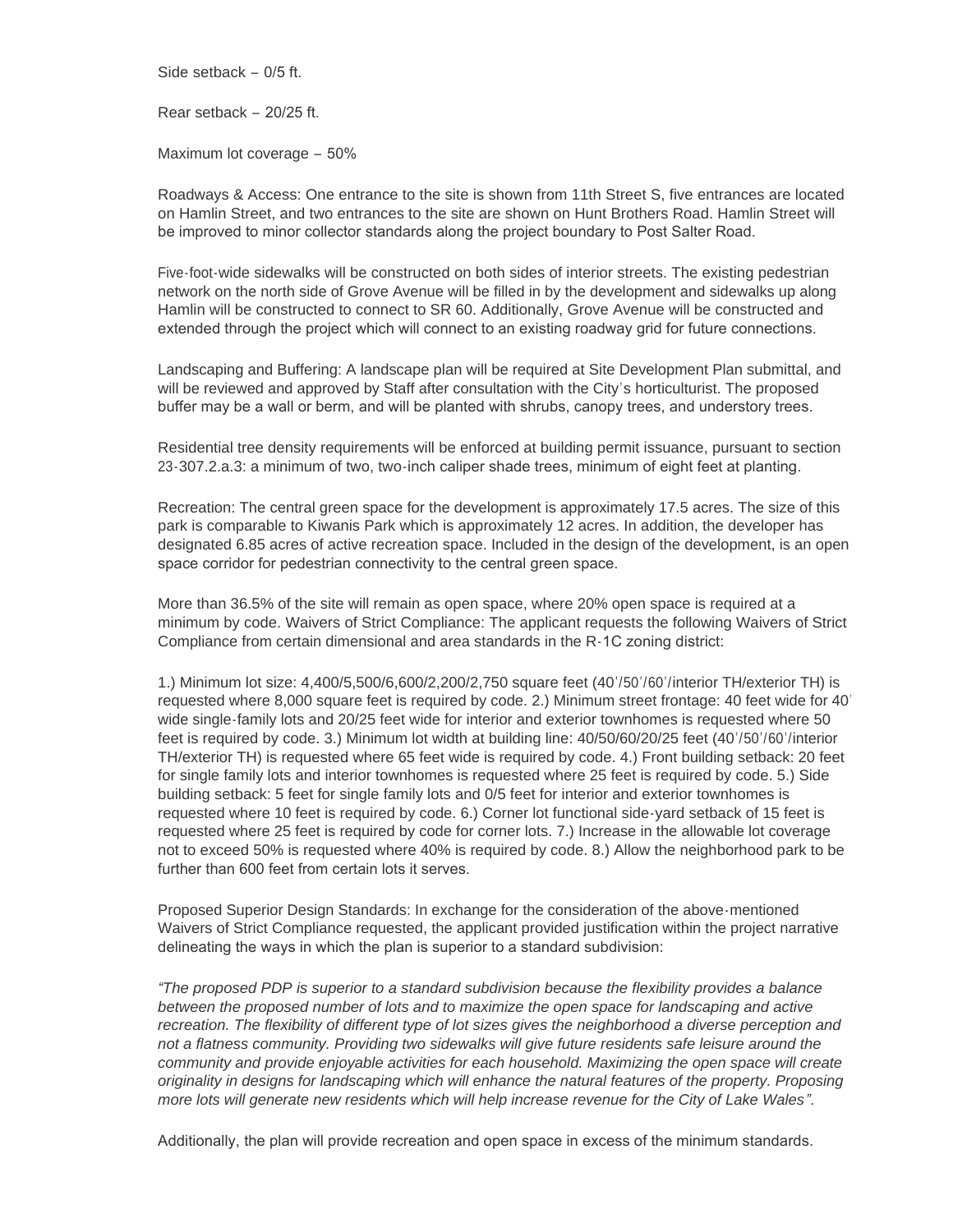Side setback – 0/5 ft.

Rear setback – 20/25 ft.

Maximum lot coverage – 50%

Roadways & Access: One entrance to the site is shown from 11th Street S, five entrances are located on Hamlin Street, and two entrances to the site are shown on Hunt Brothers Road. Hamlin Street will be improved to minor collector standards along the project boundary to Post Salter Road.

Five-foot-wide sidewalks will be constructed on both sides of interior streets. The existing pedestrian network on the north side of Grove Avenue will be filled in by the development and sidewalks up along Hamlin will be constructed to connect to SR 60. Additionally, Grove Avenue will be constructed and extended through the project which will connect to an existing roadway grid for future connections.

Landscaping and Buffering: A landscape plan will be required at Site Development Plan submittal, and will be reviewed and approved by Staff after consultation with the City's horticulturist. The proposed buffer may be a wall or berm, and will be planted with shrubs, canopy trees, and understory trees.

Residential tree density requirements will be enforced at building permit issuance, pursuant to section 23-307.2.a.3: a minimum of two, two-inch caliper shade trees, minimum of eight feet at planting.

Recreation: The central green space for the development is approximately 17.5 acres. The size of this park is comparable to Kiwanis Park which is approximately 12 acres. In addition, the developer has designated 6.85 acres of active recreation space. Included in the design of the development, is an open space corridor for pedestrian connectivity to the central green space.

More than 36.5% of the site will remain as open space, where 20% open space is required at a minimum by code. Waivers of Strict Compliance: The applicant requests the following Waivers of Strict Compliance from certain dimensional and area standards in the R-1C zoning district:

1.) Minimum lot size: 4,400/5,500/6,600/2,200/2,750 square feet (40'/50'/60'/interior TH/exterior TH) is requested where 8,000 square feet is required by code. 2.) Minimum street frontage: 40 feet wide for 40' wide single-family lots and 20/25 feet wide for interior and exterior townhomes is requested where 50 feet is required by code. 3.) Minimum lot width at building line: 40/50/60/20/25 feet (40'/50'/60'/interior TH/exterior TH) is requested where 65 feet wide is required by code. 4.) Front building setback: 20 feet for single family lots and interior townhomes is requested where 25 feet is required by code. 5.) Side building setback: 5 feet for single family lots and 0/5 feet for interior and exterior townhomes is requested where 10 feet is required by code. 6.) Corner lot functional side-yard setback of 15 feet is requested where 25 feet is required by code for corner lots. 7.) Increase in the allowable lot coverage not to exceed 50% is requested where 40% is required by code. 8.) Allow the neighborhood park to be further than 600 feet from certain lots it serves.

Proposed Superior Design Standards: In exchange for the consideration of the above-mentioned Waivers of Strict Compliance requested, the applicant provided justification within the project narrative delineating the ways in which the plan is superior to a standard subdivision:

*"The proposed PDP is superior to a standard subdivision because the flexibility provides a balance between the proposed number of lots and to maximize the open space for landscaping and active recreation. The flexibility of different type of lot sizes gives the neighborhood a diverse perception and not a flatness community. Providing two sidewalks will give future residents safe leisure around the community and provide enjoyable activities for each household. Maximizing the open space will create originality in designs for landscaping which will enhance the natural features of the property. Proposing more lots will generate new residents which will help increase revenue for the City of Lake Wales"*.

Additionally, the plan will provide recreation and open space in excess of the minimum standards.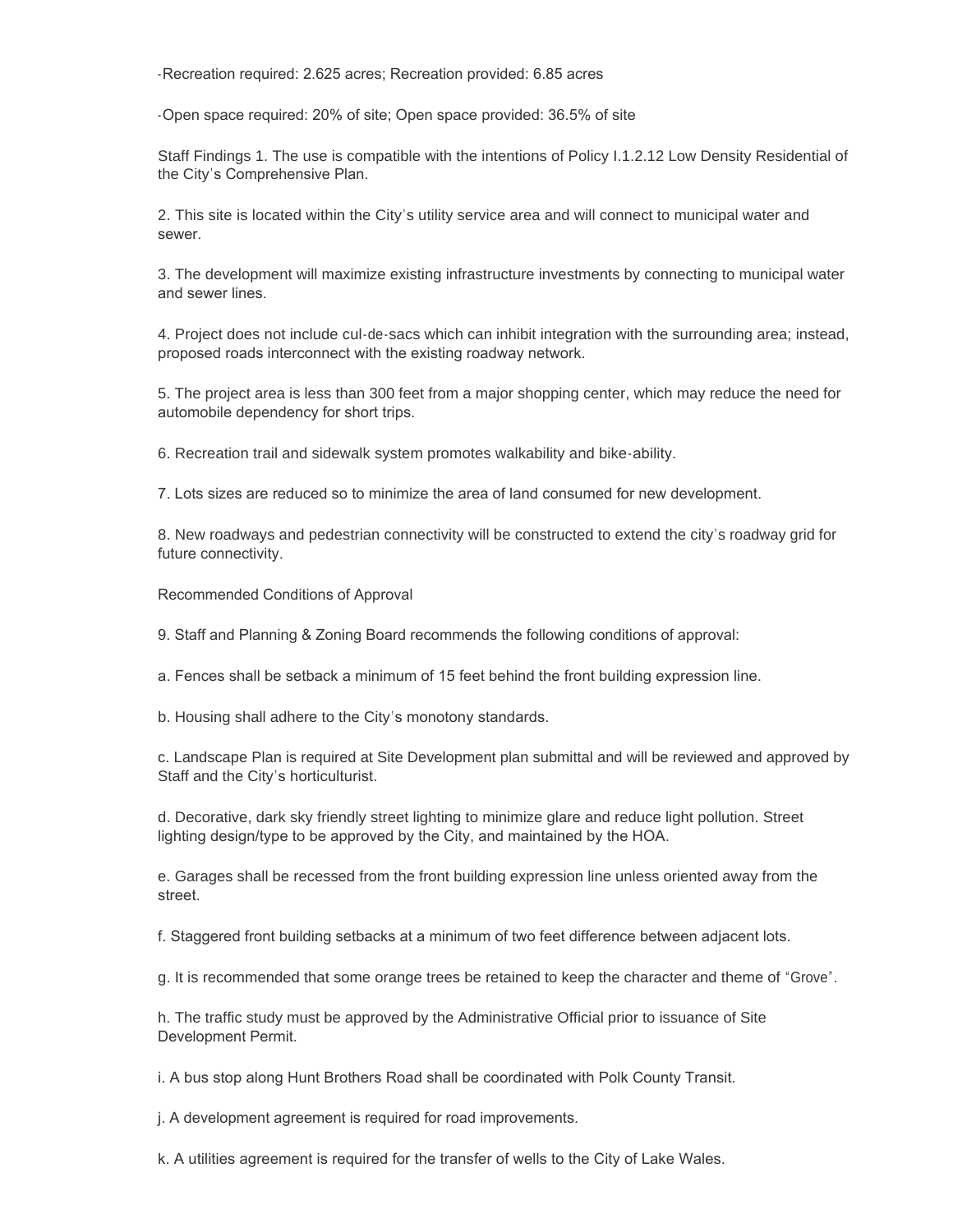-Recreation required: 2.625 acres; Recreation provided: 6.85 acres

-Open space required: 20% of site; Open space provided: 36.5% of site

Staff Findings 1. The use is compatible with the intentions of Policy I.1.2.12 Low Density Residential of the City's Comprehensive Plan.

2. This site is located within the City's utility service area and will connect to municipal water and sewer.

3. The development will maximize existing infrastructure investments by connecting to municipal water and sewer lines.

4. Project does not include cul-de-sacs which can inhibit integration with the surrounding area; instead, proposed roads interconnect with the existing roadway network.

5. The project area is less than 300 feet from a major shopping center, which may reduce the need for automobile dependency for short trips.

6. Recreation trail and sidewalk system promotes walkability and bike-ability.

7. Lots sizes are reduced so to minimize the area of land consumed for new development.

8. New roadways and pedestrian connectivity will be constructed to extend the city's roadway grid for future connectivity.

Recommended Conditions of Approval

9. Staff and Planning & Zoning Board recommends the following conditions of approval:

a. Fences shall be setback a minimum of 15 feet behind the front building expression line.

b. Housing shall adhere to the City's monotony standards.

c. Landscape Plan is required at Site Development plan submittal and will be reviewed and approved by Staff and the City's horticulturist.

d. Decorative, dark sky friendly street lighting to minimize glare and reduce light pollution. Street lighting design/type to be approved by the City, and maintained by the HOA.

e. Garages shall be recessed from the front building expression line unless oriented away from the street.

f. Staggered front building setbacks at a minimum of two feet difference between adjacent lots.

g. It is recommended that some orange trees be retained to keep the character and theme of "Grove".

h. The traffic study must be approved by the Administrative Official prior to issuance of Site Development Permit.

i. A bus stop along Hunt Brothers Road shall be coordinated with Polk County Transit.

j. A development agreement is required for road improvements.

k. A utilities agreement is required for the transfer of wells to the City of Lake Wales.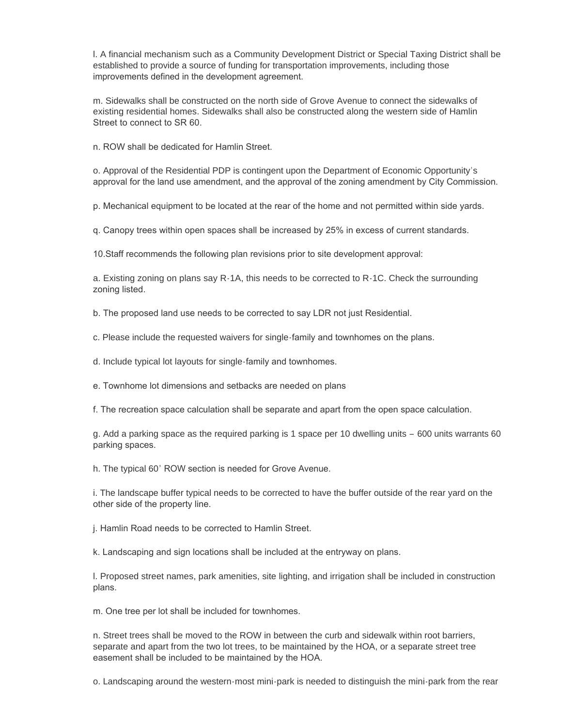l. A financial mechanism such as a Community Development District or Special Taxing District shall be established to provide a source of funding for transportation improvements, including those improvements defined in the development agreement.

m. Sidewalks shall be constructed on the north side of Grove Avenue to connect the sidewalks of existing residential homes. Sidewalks shall also be constructed along the western side of Hamlin Street to connect to SR 60.

n. ROW shall be dedicated for Hamlin Street.

o. Approval of the Residential PDP is contingent upon the Department of Economic Opportunity's approval for the land use amendment, and the approval of the zoning amendment by City Commission.

p. Mechanical equipment to be located at the rear of the home and not permitted within side yards.

q. Canopy trees within open spaces shall be increased by 25% in excess of current standards.

10.Staff recommends the following plan revisions prior to site development approval:

a. Existing zoning on plans say R-1A, this needs to be corrected to R-1C. Check the surrounding zoning listed.

b. The proposed land use needs to be corrected to say LDR not just Residential.

c. Please include the requested waivers for single-family and townhomes on the plans.

d. Include typical lot layouts for single-family and townhomes.

e. Townhome lot dimensions and setbacks are needed on plans

f. The recreation space calculation shall be separate and apart from the open space calculation.

g. Add a parking space as the required parking is 1 space per 10 dwelling units – 600 units warrants 60 parking spaces.

h. The typical 60' ROW section is needed for Grove Avenue.

i. The landscape buffer typical needs to be corrected to have the buffer outside of the rear yard on the other side of the property line.

j. Hamlin Road needs to be corrected to Hamlin Street.

k. Landscaping and sign locations shall be included at the entryway on plans.

l. Proposed street names, park amenities, site lighting, and irrigation shall be included in construction plans.

m. One tree per lot shall be included for townhomes.

n. Street trees shall be moved to the ROW in between the curb and sidewalk within root barriers, separate and apart from the two lot trees, to be maintained by the HOA, or a separate street tree easement shall be included to be maintained by the HOA.

o. Landscaping around the western-most mini-park is needed to distinguish the mini-park from the rear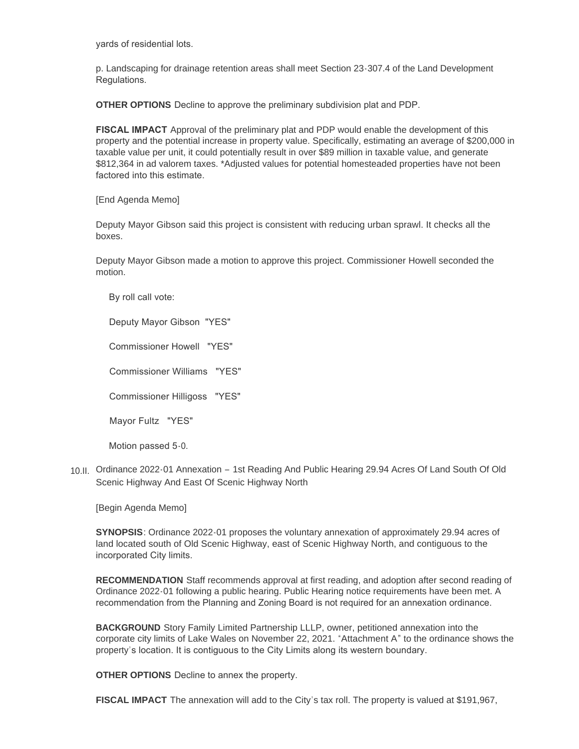yards of residential lots.

p. Landscaping for drainage retention areas shall meet Section 23-307.4 of the Land Development Regulations.

**OTHER OPTIONS** Decline to approve the preliminary subdivision plat and PDP.

**FISCAL IMPACT** Approval of the preliminary plat and PDP would enable the development of this property and the potential increase in property value. Specifically, estimating an average of $200,000 in taxable value per unit, it could potentially result in over $89 million in taxable value, and generate $812,364 in ad valorem taxes. *Adjusted values for potential homesteaded properties have not been factored into this estimate.

[End Agenda Memo]

Deputy Mayor Gibson said this project is consistent with reducing urban sprawl. It checks all the boxes.

Deputy Mayor Gibson made a motion to approve this project. Commissioner Howell seconded the motion.

By roll call vote:

Deputy Mayor Gibson "YES"

Commissioner Howell "YES"

Commissioner Williams "YES"

Commissioner Hilligoss "YES"

Mayor Fultz "YES"

Motion passed 5-0.

10.II. Ordinance 2022-01 Annexation – 1st Reading And Public Hearing 29.94 Acres Of Land South Of Old Scenic Highway And East Of Scenic Highway North

[Begin Agenda Memo]

**SYNOPSIS**: Ordinance 2022-01 proposes the voluntary annexation of approximately 29.94 acres of land located south of Old Scenic Highway, east of Scenic Highway North, and contiguous to the incorporated City limits.

**RECOMMENDATION** Staff recommends approval at first reading, and adoption after second reading of Ordinance 2022-01 following a public hearing. Public Hearing notice requirements have been met. A recommendation from the Planning and Zoning Board is not required for an annexation ordinance.

**BACKGROUND** Story Family Limited Partnership LLLP, owner, petitioned annexation into the corporate city limits of Lake Wales on November 22, 2021. "Attachment A" to the ordinance shows the property's location. It is contiguous to the City Limits along its western boundary.

**OTHER OPTIONS** Decline to annex the property.

**FISCAL IMPACT** The annexation will add to the City's tax roll. The property is valued at $191,967,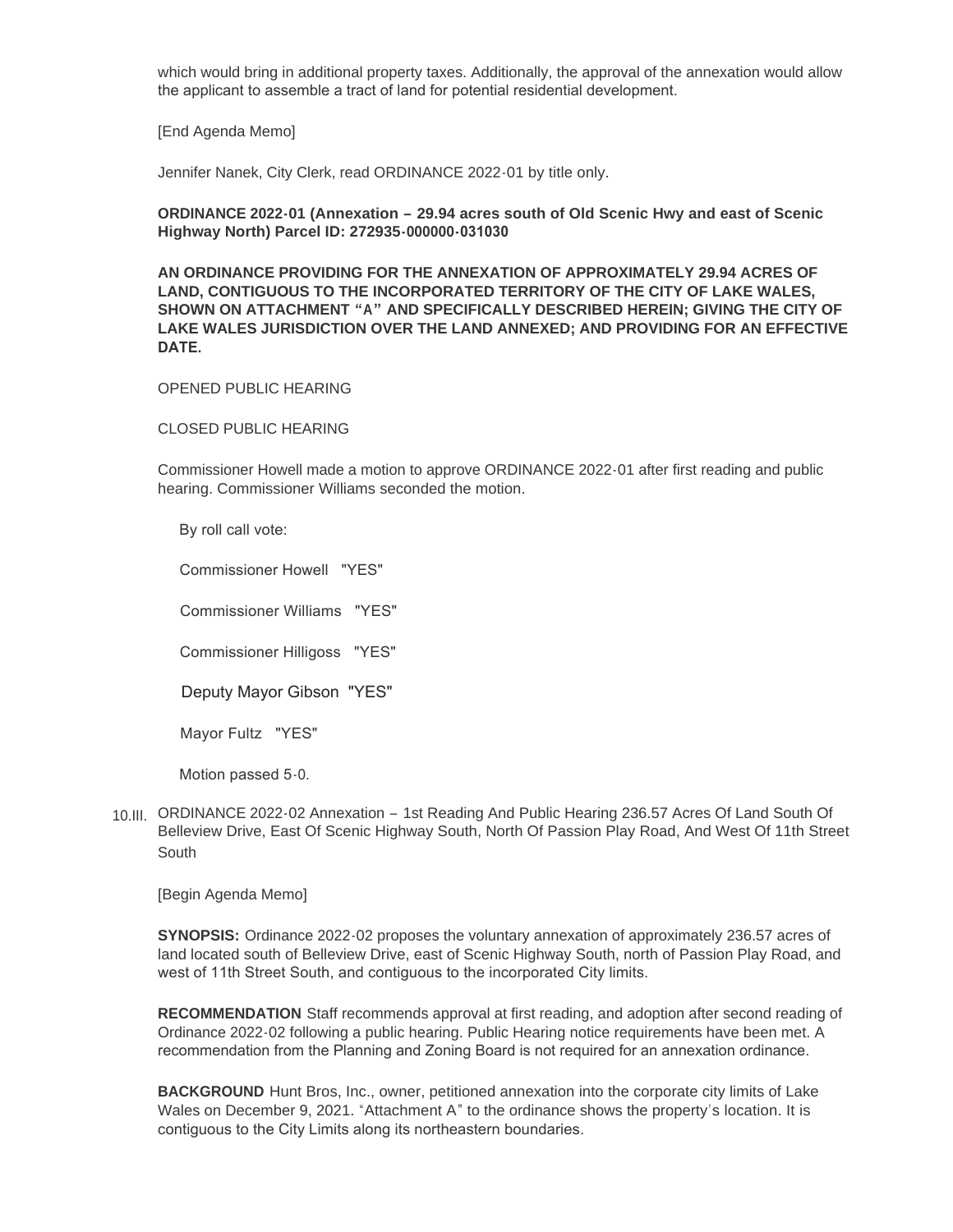which would bring in additional property taxes. Additionally, the approval of the annexation would allow the applicant to assemble a tract of land for potential residential development.

[End Agenda Memo]

Jennifer Nanek, City Clerk, read ORDINANCE 2022-01 by title only.

**ORDINANCE 2022-01 (Annexation – 29.94 acres south of Old Scenic Hwy and east of Scenic Highway North) Parcel ID: 272935-000000-031030**

**AN ORDINANCE PROVIDING FOR THE ANNEXATION OF APPROXIMATELY 29.94 ACRES OF LAND, CONTIGUOUS TO THE INCORPORATED TERRITORY OF THE CITY OF LAKE WALES, SHOWN ON ATTACHMENT "A" AND SPECIFICALLY DESCRIBED HEREIN; GIVING THE CITY OF LAKE WALES JURISDICTION OVER THE LAND ANNEXED; AND PROVIDING FOR AN EFFECTIVE DATE.**

OPENED PUBLIC HEARING

CLOSED PUBLIC HEARING

Commissioner Howell made a motion to approve ORDINANCE 2022-01 after first reading and public hearing. Commissioner Williams seconded the motion.

By roll call vote:

Commissioner Howell "YES"

Commissioner Williams "YES"

Commissioner Hilligoss "YES"

Deputy Mayor Gibson "YES"

Mayor Fultz "YES"

Motion passed 5-0.

10.III. ORDINANCE 2022-02 Annexation – 1st Reading And Public Hearing 236.57 Acres Of Land South Of Belleview Drive, East Of Scenic Highway South, North Of Passion Play Road, And West Of 11th Street South

[Begin Agenda Memo]

**SYNOPSIS:** Ordinance 2022-02 proposes the voluntary annexation of approximately 236.57 acres of land located south of Belleview Drive, east of Scenic Highway South, north of Passion Play Road, and west of 11th Street South, and contiguous to the incorporated City limits.

**RECOMMENDATION** Staff recommends approval at first reading, and adoption after second reading of Ordinance 2022-02 following a public hearing. Public Hearing notice requirements have been met. A recommendation from the Planning and Zoning Board is not required for an annexation ordinance.

**BACKGROUND** Hunt Bros, Inc., owner, petitioned annexation into the corporate city limits of Lake Wales on December 9, 2021. "Attachment A" to the ordinance shows the property's location. It is contiguous to the City Limits along its northeastern boundaries.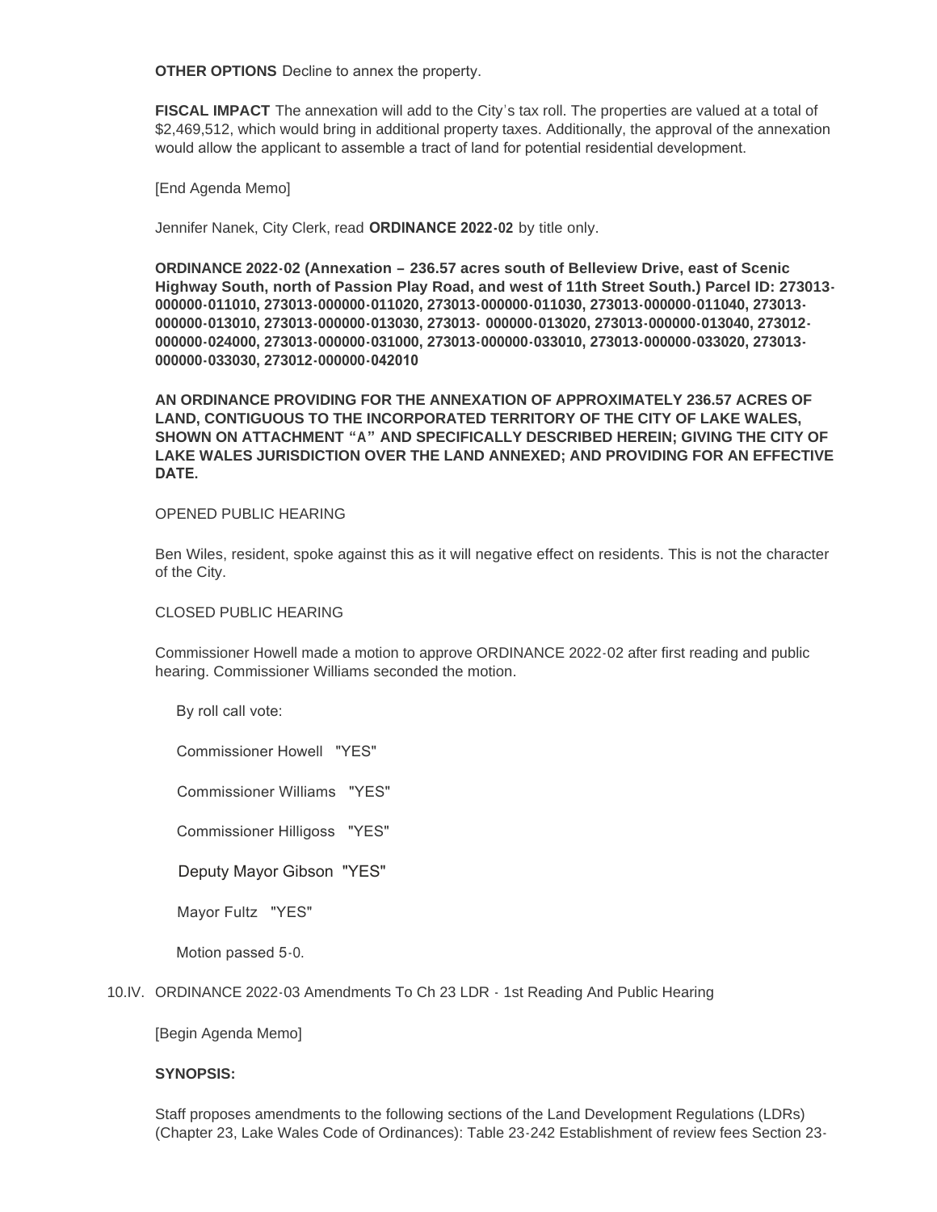**OTHER OPTIONS** Decline to annex the property.

**FISCAL IMPACT** The annexation will add to the City's tax roll. The properties are valued at a total of $2,469,512, which would bring in additional property taxes. Additionally, the approval of the annexation would allow the applicant to assemble a tract of land for potential residential development.

[End Agenda Memo]

Jennifer Nanek, City Clerk, read **ORDINANCE 2022-02** by title only.

**ORDINANCE 2022-02 (Annexation – 236.57 acres south of Belleview Drive, east of Scenic Highway South, north of Passion Play Road, and west of 11th Street South.) Parcel ID: 273013-000000-011010, 273013-000000-011020, 273013-000000-011030, 273013-000000-011040, 273013-000000-013010, 273013-000000-013030, 273013- 000000-013020, 273013-000000-013040, 273012-000000-024000, 273013-000000-031000, 273013-000000-033010, 273013-000000-033020, 273013-000000-033030, 273012-000000-042010**

**AN ORDINANCE PROVIDING FOR THE ANNEXATION OF APPROXIMATELY 236.57 ACRES OF LAND, CONTIGUOUS TO THE INCORPORATED TERRITORY OF THE CITY OF LAKE WALES, SHOWN ON ATTACHMENT "A" AND SPECIFICALLY DESCRIBED HEREIN; GIVING THE CITY OF LAKE WALES JURISDICTION OVER THE LAND ANNEXED; AND PROVIDING FOR AN EFFECTIVE DATE.**

OPENED PUBLIC HEARING

Ben Wiles, resident, spoke against this as it will negative effect on residents. This is not the character of the City.

CLOSED PUBLIC HEARING

Commissioner Howell made a motion to approve ORDINANCE 2022-02 after first reading and public hearing. Commissioner Williams seconded the motion.

By roll call vote:

Commissioner Howell "YES"

Commissioner Williams "YES"

Commissioner Hilligoss "YES"

Deputy Mayor Gibson "YES"

Mayor Fultz "YES"

Motion passed 5-0.

10.IV. ORDINANCE 2022-03 Amendments To Ch 23 LDR - 1st Reading And Public Hearing

[Begin Agenda Memo]

**SYNOPSIS:**

Staff proposes amendments to the following sections of the Land Development Regulations (LDRs) (Chapter 23, Lake Wales Code of Ordinances): Table 23-242 Establishment of review fees Section 23-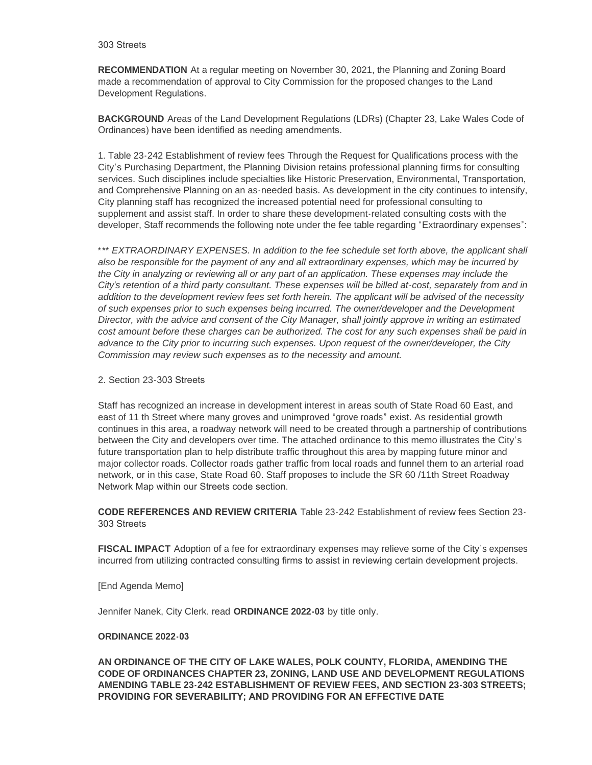303 Streets

**RECOMMENDATION** At a regular meeting on November 30, 2021, the Planning and Zoning Board made a recommendation of approval to City Commission for the proposed changes to the Land Development Regulations.

**BACKGROUND** Areas of the Land Development Regulations (LDRs) (Chapter 23, Lake Wales Code of Ordinances) have been identified as needing amendments.

1. Table 23-242 Establishment of review fees Through the Request for Qualifications process with the City's Purchasing Department, the Planning Division retains professional planning firms for consulting services. Such disciplines include specialties like Historic Preservation, Environmental, Transportation, and Comprehensive Planning on an as-needed basis. As development in the city continues to intensify, City planning staff has recognized the increased potential need for professional consulting to supplement and assist staff. In order to share these development-related consulting costs with the developer, Staff recommends the following note under the fee table regarding "Extraordinary expenses":

\**\* *EXTRAORDINARY EXPENSES. In addition to the fee schedule set forth above, the applicant shall also be responsible for the payment of any and all extraordinary expenses, which may be incurred by the City in analyzing or reviewing all or any part of an application. These expenses may include the City's retention of a third party consultant. These expenses will be billed at-cost, separately from and in addition to the development review fees set forth herein. The applicant will be advised of the necessity of such expenses prior to such expenses being incurred. The owner/developer and the Development Director, with the advice and consent of the City Manager, shall jointly approve in writing an estimated cost amount before these charges can be authorized. The cost for any such expenses shall be paid in advance to the City prior to incurring such expenses. Upon request of the owner/developer, the City Commission may review such expenses as to the necessity and amount.*

2. Section 23-303 Streets

Staff has recognized an increase in development interest in areas south of State Road 60 East, and east of 11 th Street where many groves and unimproved "grove roads" exist. As residential growth continues in this area, a roadway network will need to be created through a partnership of contributions between the City and developers over time. The attached ordinance to this memo illustrates the City's future transportation plan to help distribute traffic throughout this area by mapping future minor and major collector roads. Collector roads gather traffic from local roads and funnel them to an arterial road network, or in this case, State Road 60. Staff proposes to include the SR 60 /11th Street Roadway Network Map within our Streets code section.

**CODE REFERENCES AND REVIEW CRITERIA** Table 23-242 Establishment of review fees Section 23-303 Streets

**FISCAL IMPACT** Adoption of a fee for extraordinary expenses may relieve some of the City's expenses incurred from utilizing contracted consulting firms to assist in reviewing certain development projects.

[End Agenda Memo]

Jennifer Nanek, City Clerk. read **ORDINANCE 2022-03** by title only.

**ORDINANCE 2022-03**

**AN ORDINANCE OF THE CITY OF LAKE WALES, POLK COUNTY, FLORIDA, AMENDING THE CODE OF ORDINANCES CHAPTER 23, ZONING, LAND USE AND DEVELOPMENT REGULATIONS AMENDING TABLE 23-242 ESTABLISHMENT OF REVIEW FEES, AND SECTION 23-303 STREETS; PROVIDING FOR SEVERABILITY; AND PROVIDING FOR AN EFFECTIVE DATE**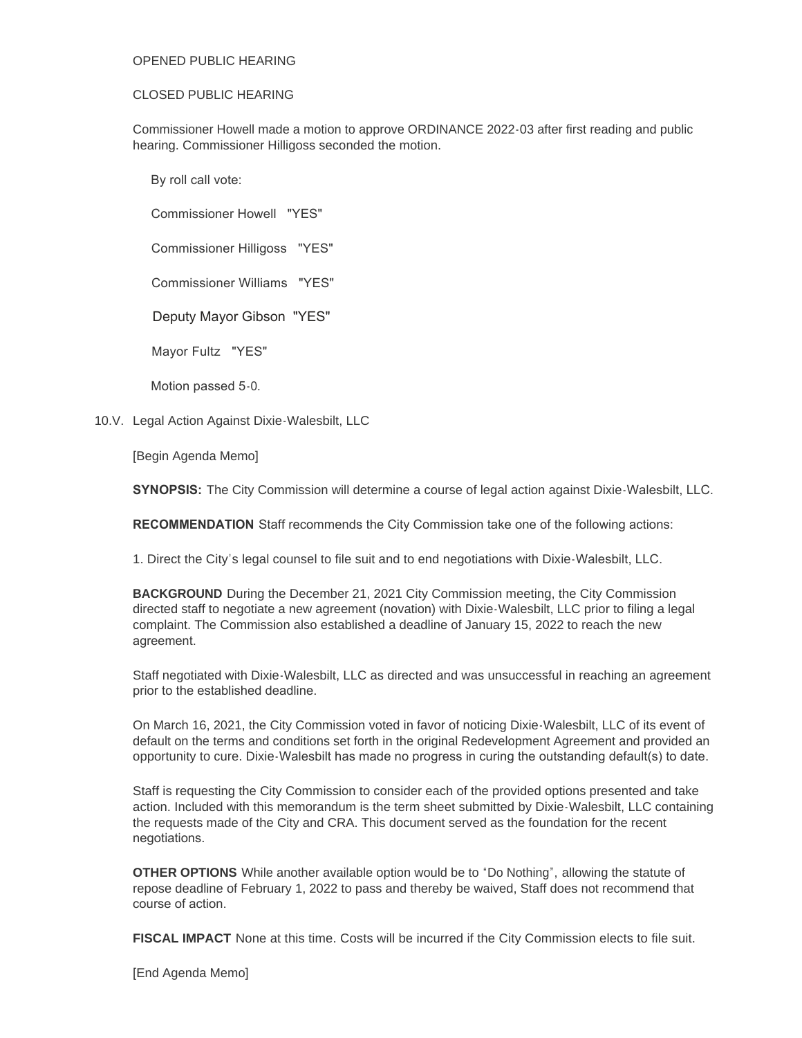OPENED PUBLIC HEARING

CLOSED PUBLIC HEARING

Commissioner Howell made a motion to approve ORDINANCE 2022-03 after first reading and public hearing. Commissioner Hilligoss seconded the motion.

By roll call vote:

Commissioner Howell "YES"

Commissioner Hilligoss "YES"

Commissioner Williams "YES"

Deputy Mayor Gibson "YES"

Mayor Fultz "YES"

Motion passed 5-0.

10.V. Legal Action Against Dixie-Walesbilt, LLC

[Begin Agenda Memo]

**SYNOPSIS:** The City Commission will determine a course of legal action against Dixie-Walesbilt, LLC.

**RECOMMENDATION** Staff recommends the City Commission take one of the following actions:

1. Direct the City's legal counsel to file suit and to end negotiations with Dixie-Walesbilt, LLC.

**BACKGROUND** During the December 21, 2021 City Commission meeting, the City Commission directed staff to negotiate a new agreement (novation) with Dixie-Walesbilt, LLC prior to filing a legal complaint. The Commission also established a deadline of January 15, 2022 to reach the new agreement.

Staff negotiated with Dixie-Walesbilt, LLC as directed and was unsuccessful in reaching an agreement prior to the established deadline.

On March 16, 2021, the City Commission voted in favor of noticing Dixie-Walesbilt, LLC of its event of default on the terms and conditions set forth in the original Redevelopment Agreement and provided an opportunity to cure. Dixie-Walesbilt has made no progress in curing the outstanding default(s) to date.

Staff is requesting the City Commission to consider each of the provided options presented and take action. Included with this memorandum is the term sheet submitted by Dixie-Walesbilt, LLC containing the requests made of the City and CRA. This document served as the foundation for the recent negotiations.

**OTHER OPTIONS** While another available option would be to "Do Nothing", allowing the statute of repose deadline of February 1, 2022 to pass and thereby be waived, Staff does not recommend that course of action.

**FISCAL IMPACT** None at this time. Costs will be incurred if the City Commission elects to file suit.

[End Agenda Memo]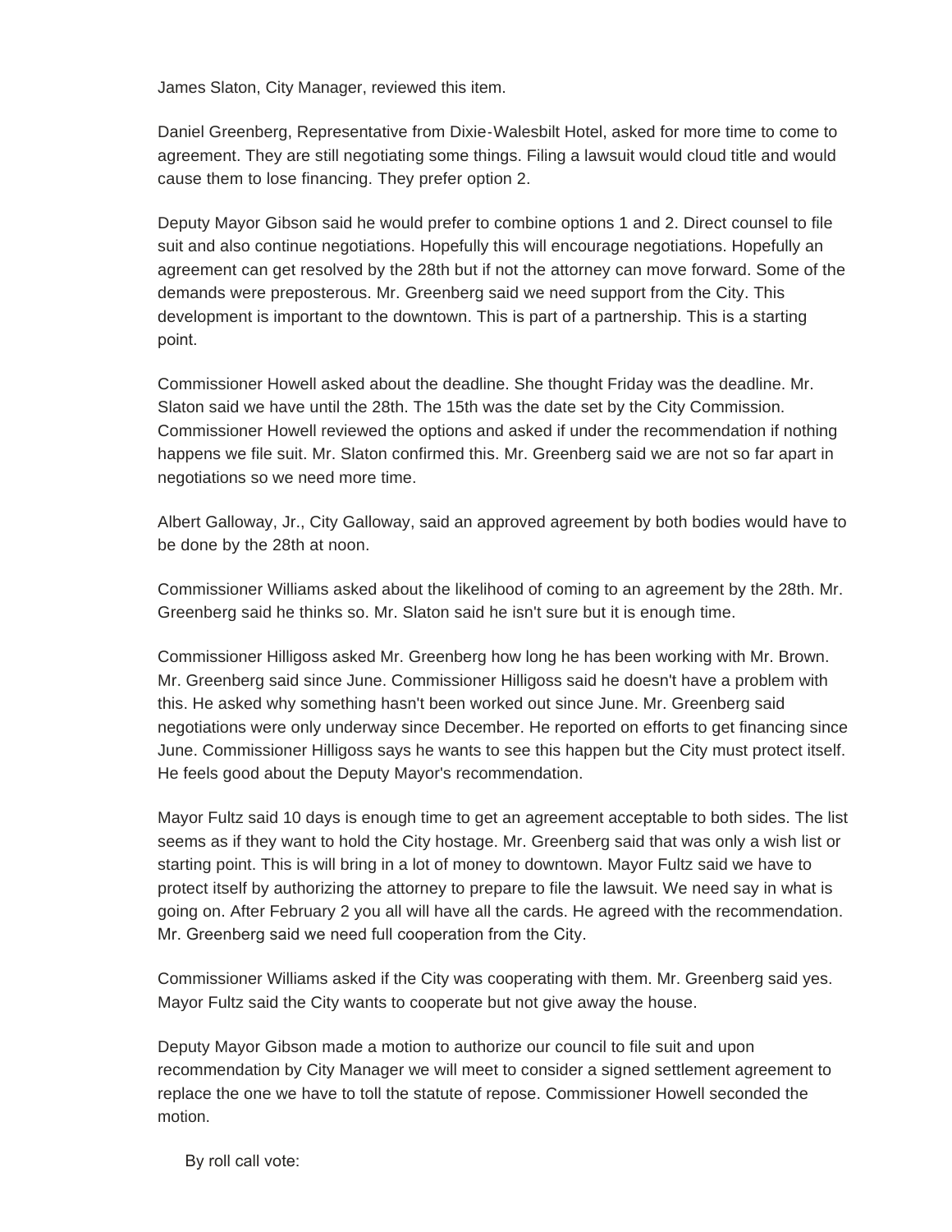James Slaton, City Manager, reviewed this item.

Daniel Greenberg, Representative from Dixie-Walesbilt Hotel, asked for more time to come to agreement. They are still negotiating some things. Filing a lawsuit would cloud title and would cause them to lose financing. They prefer option 2.

Deputy Mayor Gibson said he would prefer to combine options 1 and 2. Direct counsel to file suit and also continue negotiations. Hopefully this will encourage negotiations. Hopefully an agreement can get resolved by the 28th but if not the attorney can move forward. Some of the demands were preposterous. Mr. Greenberg said we need support from the City. This development is important to the downtown. This is part of a partnership. This is a starting point.

Commissioner Howell asked about the deadline. She thought Friday was the deadline. Mr. Slaton said we have until the 28th. The 15th was the date set by the City Commission. Commissioner Howell reviewed the options and asked if under the recommendation if nothing happens we file suit. Mr. Slaton confirmed this. Mr. Greenberg said we are not so far apart in negotiations so we need more time.

Albert Galloway, Jr., City Galloway, said an approved agreement by both bodies would have to be done by the 28th at noon.

Commissioner Williams asked about the likelihood of coming to an agreement by the 28th. Mr. Greenberg said he thinks so. Mr. Slaton said he isn't sure but it is enough time.

Commissioner Hilligoss asked Mr. Greenberg how long he has been working with Mr. Brown. Mr. Greenberg said since June. Commissioner Hilligoss said he doesn't have a problem with this. He asked why something hasn't been worked out since June. Mr. Greenberg said negotiations were only underway since December. He reported on efforts to get financing since June. Commissioner Hilligoss says he wants to see this happen but the City must protect itself. He feels good about the Deputy Mayor's recommendation.

Mayor Fultz said 10 days is enough time to get an agreement acceptable to both sides. The list seems as if they want to hold the City hostage. Mr. Greenberg said that was only a wish list or starting point. This is will bring in a lot of money to downtown. Mayor Fultz said we have to protect itself by authorizing the attorney to prepare to file the lawsuit. We need say in what is going on. After February 2 you all will have all the cards. He agreed with the recommendation. Mr. Greenberg said we need full cooperation from the City.

Commissioner Williams asked if the City was cooperating with them. Mr. Greenberg said yes. Mayor Fultz said the City wants to cooperate but not give away the house.

Deputy Mayor Gibson made a motion to authorize our council to file suit and upon recommendation by City Manager we will meet to consider a signed settlement agreement to replace the one we have to toll the statute of repose. Commissioner Howell seconded the motion.

By roll call vote: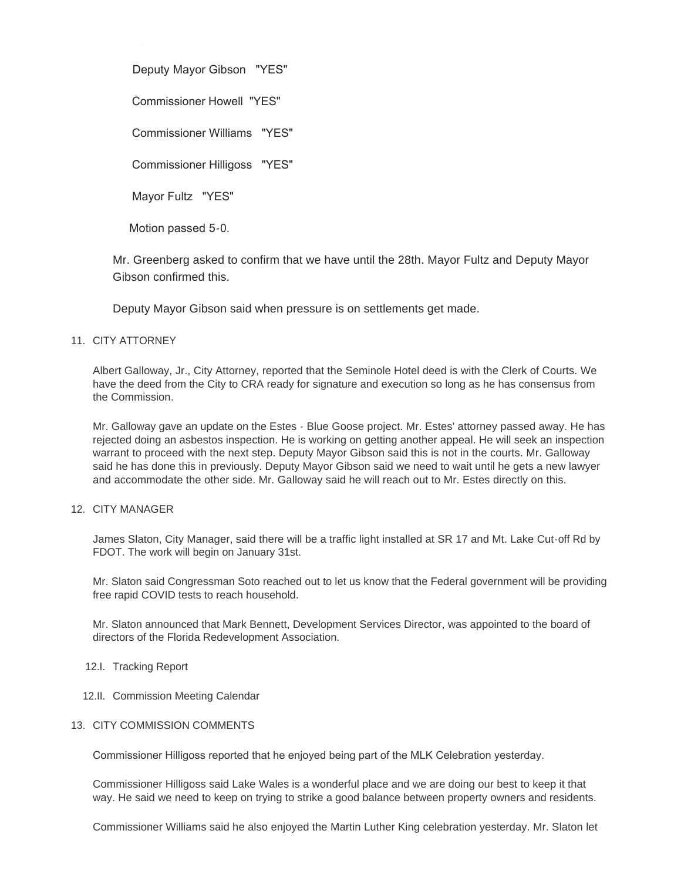Deputy Mayor Gibson "YES"

Commissioner Howell "YES"

Commissioner Williams "YES"

Commissioner Hilligoss "YES"

Mayor Fultz "YES"

Motion passed 5-0.

Mr. Greenberg asked to confirm that we have until the 28th. Mayor Fultz and Deputy Mayor Gibson confirmed this.

Deputy Mayor Gibson said when pressure is on settlements get made.

11. CITY ATTORNEY

Albert Galloway, Jr., City Attorney, reported that the Seminole Hotel deed is with the Clerk of Courts. We have the deed from the City to CRA ready for signature and execution so long as he has consensus from the Commission.

Mr. Galloway gave an update on the Estes - Blue Goose project. Mr. Estes' attorney passed away. He has rejected doing an asbestos inspection. He is working on getting another appeal. He will seek an inspection warrant to proceed with the next step. Deputy Mayor Gibson said this is not in the courts. Mr. Galloway said he has done this in previously. Deputy Mayor Gibson said we need to wait until he gets a new lawyer and accommodate the other side. Mr. Galloway said he will reach out to Mr. Estes directly on this.

12. CITY MANAGER

James Slaton, City Manager, said there will be a traffic light installed at SR 17 and Mt. Lake Cut-off Rd by FDOT. The work will begin on January 31st.

Mr. Slaton said Congressman Soto reached out to let us know that the Federal government will be providing free rapid COVID tests to reach household.

Mr. Slaton announced that Mark Bennett, Development Services Director, was appointed to the board of directors of the Florida Redevelopment Association.

12.I. Tracking Report

12.II. Commission Meeting Calendar

13. CITY COMMISSION COMMENTS

Commissioner Hilligoss reported that he enjoyed being part of the MLK Celebration yesterday.

Commissioner Hilligoss said Lake Wales is a wonderful place and we are doing our best to keep it that way. He said we need to keep on trying to strike a good balance between property owners and residents.

Commissioner Williams said he also enjoyed the Martin Luther King celebration yesterday. Mr. Slaton let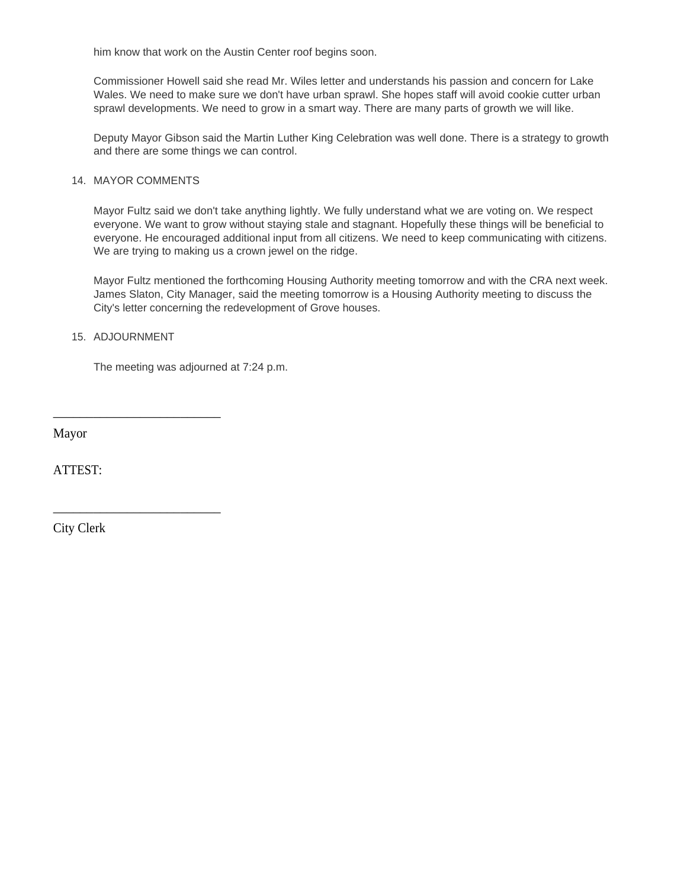him know that work on the Austin Center roof begins soon.

Commissioner Howell said she read Mr. Wiles letter and understands his passion and concern for Lake Wales. We need to make sure we don't have urban sprawl. She hopes staff will avoid cookie cutter urban sprawl developments. We need to grow in a smart way. There are many parts of growth we will like.

Deputy Mayor Gibson said the Martin Luther King Celebration was well done. There is a strategy to growth and there are some things we can control.

14. MAYOR COMMENTS

Mayor Fultz said we don't take anything lightly. We fully understand what we are voting on. We respect everyone. We want to grow without staying stale and stagnant. Hopefully these things will be beneficial to everyone. He encouraged additional input from all citizens. We need to keep communicating with citizens. We are trying to making us a crown jewel on the ridge.

Mayor Fultz mentioned the forthcoming Housing Authority meeting tomorrow and with the CRA next week. James Slaton, City Manager, said the meeting tomorrow is a Housing Authority meeting to discuss the City's letter concerning the redevelopment of Grove houses.

15. ADJOURNMENT

The meeting was adjourned at 7:24 p.m.

\_\_\_\_\_\_\_\_\_\_\_\_\_\_\_\_\_\_\_\_\_\_\_\_\_\_

Mayor

ATTEST:

\_\_\_\_\_\_\_\_\_\_\_\_\_\_\_\_\_\_\_\_\_\_\_\_\_\_

City Clerk